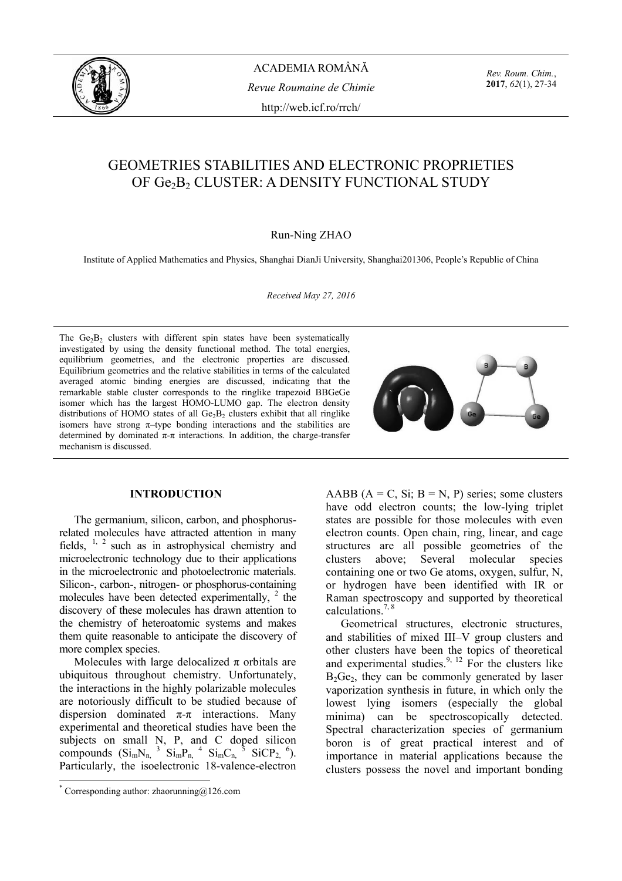ACADEMIA ROMÂNĂ

*Revue Roumaine de Chimie*

http://web.icf.ro/rrch/

# GEOMETRIES STABILITIES AND ELECTRONIC PROPRIETIES OF $Ge_2B_2$ CLUSTER: A DENSITY FUNCTIONAL STUDY

Run-Ning ZHAO

Institute of Applied Mathematics and Physics, Shanghai DianJi University, Shanghai201306, People's Republic of China

*Received May 27, 2016*

The $Ge_2B_2$ clusters with different spin states have been systematically investigated by using the density functional method. The total energies, equilibrium geometries, and the electronic properties are discussed. Equilibrium geometries and the relative stabilities in terms of the calculated averaged atomic binding energies are discussed, indicating that the remarkable stable cluster corresponds to the ringlike trapezoid BBGeGe isomer which has the largest HOMO-LUMO gap. The electron density distributions of HOMO states of all $Ge_2B_2$ clusters exhibit that all ringlike isomers have strong π–type bonding interactions and the stabilities are determined by dominated π-π interactions. In addition, the charge-transfer mechanism is discussed.

B B Ge Ge

## INTRODUCTION

The germanium, silicon, carbon, and phosphorus-related molecules have attracted attention in many fields, [1, 2] such as in astrophysical chemistry and microelectronic technology due to their applications in the microelectronic and photoelectronic materials. Silicon-, carbon-, nitrogen- or phosphorus-containing molecules have been detected experimentally, [2] the discovery of these molecules has drawn attention to the chemistry of heteroatomic systems and makes them quite reasonable to anticipate the discovery of more complex species.

Molecules with large delocalized π orbitals are ubiquitous throughout chemistry. Unfortunately, the interactions in the highly polarizable molecules are notoriously difficult to be studied because of dispersion dominated π-π interactions. Many experimental and theoretical studies have been the subjects on small N, P, and C doped silicon compounds ($Si_mN_n$, [3] $Si_mP_n$, [4] $Si_mC_n$, [5] $SiCP_2$, [6]). Particularly, the isoelectronic 18-valence-electron AABB (A = C, Si; B = N, P) series; some clusters have odd electron counts; the low-lying triplet states are possible for those molecules with even electron counts. Open chain, ring, linear, and cage structures are all possible geometries of the clusters above; Several molecular species containing one or two Ge atoms, oxygen, sulfur, N, or hydrogen have been identified with IR or Raman spectroscopy and supported by theoretical calculations.[7, 8]

Geometrical structures, electronic structures, and stabilities of mixed III–V group clusters and other clusters have been the topics of theoretical and experimental studies.[9, 12] For the clusters like $B_2Ge_2$, they can be commonly generated by laser vaporization synthesis in future, in which only the lowest lying isomers (especially the global minima) can be spectroscopically detected. Spectral characterization species of germanium boron is of great practical interest and of importance in material applications because the clusters possess the novel and important bonding

\* Corresponding author: zhaorunning@126.com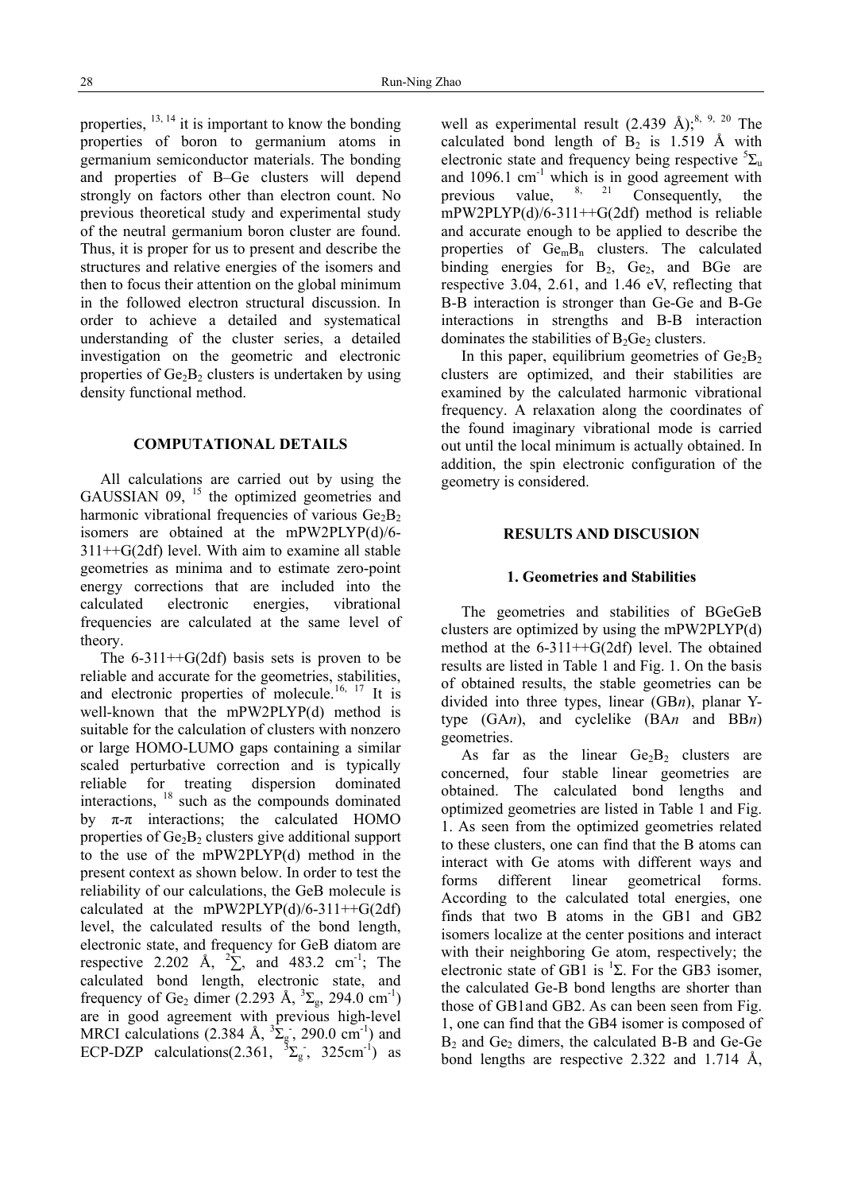properties, [13, 14] it is important to know the bonding properties of boron to germanium atoms in germanium semiconductor materials. The bonding and properties of B–Ge clusters will depend strongly on factors other than electron count. No previous theoretical study and experimental study of the neutral germanium boron cluster are found. Thus, it is proper for us to present and describe the structures and relative energies of the isomers and then to focus their attention on the global minimum in the followed electron structural discussion. In order to achieve a detailed and systematical understanding of the cluster series, a detailed investigation on the geometric and electronic properties of $Ge_2B_2$ clusters is undertaken by using density functional method.

## COMPUTATIONAL DETAILS

All calculations are carried out by using the GAUSSIAN 09, [15] the optimized geometries and harmonic vibrational frequencies of various $Ge_2B_2$ isomers are obtained at the mPW2PLYP(d)/6-311++G(2df) level. With aim to examine all stable geometries as minima and to estimate zero-point energy corrections that are included into the calculated electronic energies, vibrational frequencies are calculated at the same level of theory.

The 6-311++G(2df) basis sets is proven to be reliable and accurate for the geometries, stabilities, and electronic properties of molecule.[16, 17] It is well-known that the mPW2PLYP(d) method is suitable for the calculation of clusters with nonzero or large HOMO-LUMO gaps containing a similar scaled perturbative correction and is typically reliable for treating dispersion dominated interactions, [18] such as the compounds dominated by π-π interactions; the calculated HOMO properties of $Ge_2B_2$ clusters give additional support to the use of the mPW2PLYP(d) method in the present context as shown below. In order to test the reliability of our calculations, the GeB molecule is calculated at the mPW2PLYP(d)/6-311++G(2df) level, the calculated results of the bond length, electronic state, and frequency for GeB diatom are respective 2.202 Å, $^2\Sigma$, and 483.2 cm$^{-1}$; The calculated bond length, electronic state, and frequency of $Ge_2$ dimer (2.293 Å, $^3\Sigma_g$, 294.0 cm$^{-1}$) are in good agreement with previous high-level MRCI calculations (2.384 Å, $^3\Sigma_g^-$, 290.0 cm$^{-1}$) and ECP-DZP calculations(2.361, $^3\Sigma_g^-$, 325cm$^{-1}$) as well as experimental result (2.439 Å);[8, 9, 20] The calculated bond length of $B_2$ is 1.519 Å with electronic state and frequency being respective $^5\Sigma_u$ and 1096.1 cm$^{-1}$ which is in good agreement with previous value, [8, 21] Consequently, the mPW2PLYP(d)/6-311++G(2df) method is reliable and accurate enough to be applied to describe the properties of $Ge_mB_n$ clusters. The calculated binding energies for $B_2$, $Ge_2$, and BGe are respective 3.04, 2.61, and 1.46 eV, reflecting that B-B interaction is stronger than Ge-Ge and B-Ge interactions in strengths and B-B interaction dominates the stabilities of $B_2Ge_2$ clusters.

In this paper, equilibrium geometries of $Ge_2B_2$ clusters are optimized, and their stabilities are examined by the calculated harmonic vibrational frequency. A relaxation along the coordinates of the found imaginary vibrational mode is carried out until the local minimum is actually obtained. In addition, the spin electronic configuration of the geometry is considered.

## RESULTS AND DISCUSION

### 1. Geometries and Stabilities

The geometries and stabilities of BGeGeB clusters are optimized by using the mPW2PLYP(d) method at the 6-311++G(2df) level. The obtained results are listed in Table 1 and Fig. 1. On the basis of obtained results, the stable geometries can be divided into three types, linear (GB*n*), planar Y-type (GA*n*), and cyclelike (BA*n* and BB*n*) geometries.

As far as the linear $Ge_2B_2$ clusters are concerned, four stable linear geometries are obtained. The calculated bond lengths and optimized geometries are listed in Table 1 and Fig. 1. As seen from the optimized geometries related to these clusters, one can find that the B atoms can interact with Ge atoms with different ways and forms different linear geometrical forms. According to the calculated total energies, one finds that two B atoms in the GB1 and GB2 isomers localize at the center positions and interact with their neighboring Ge atom, respectively; the electronic state of GB1 is $^1\Sigma$. For the GB3 isomer, the calculated Ge-B bond lengths are shorter than those of GB1and GB2. As can been seen from Fig. 1, one can find that the GB4 isomer is composed of $B_2$ and $Ge_2$ dimers, the calculated B-B and Ge-Ge bond lengths are respective 2.322 and 1.714 Å,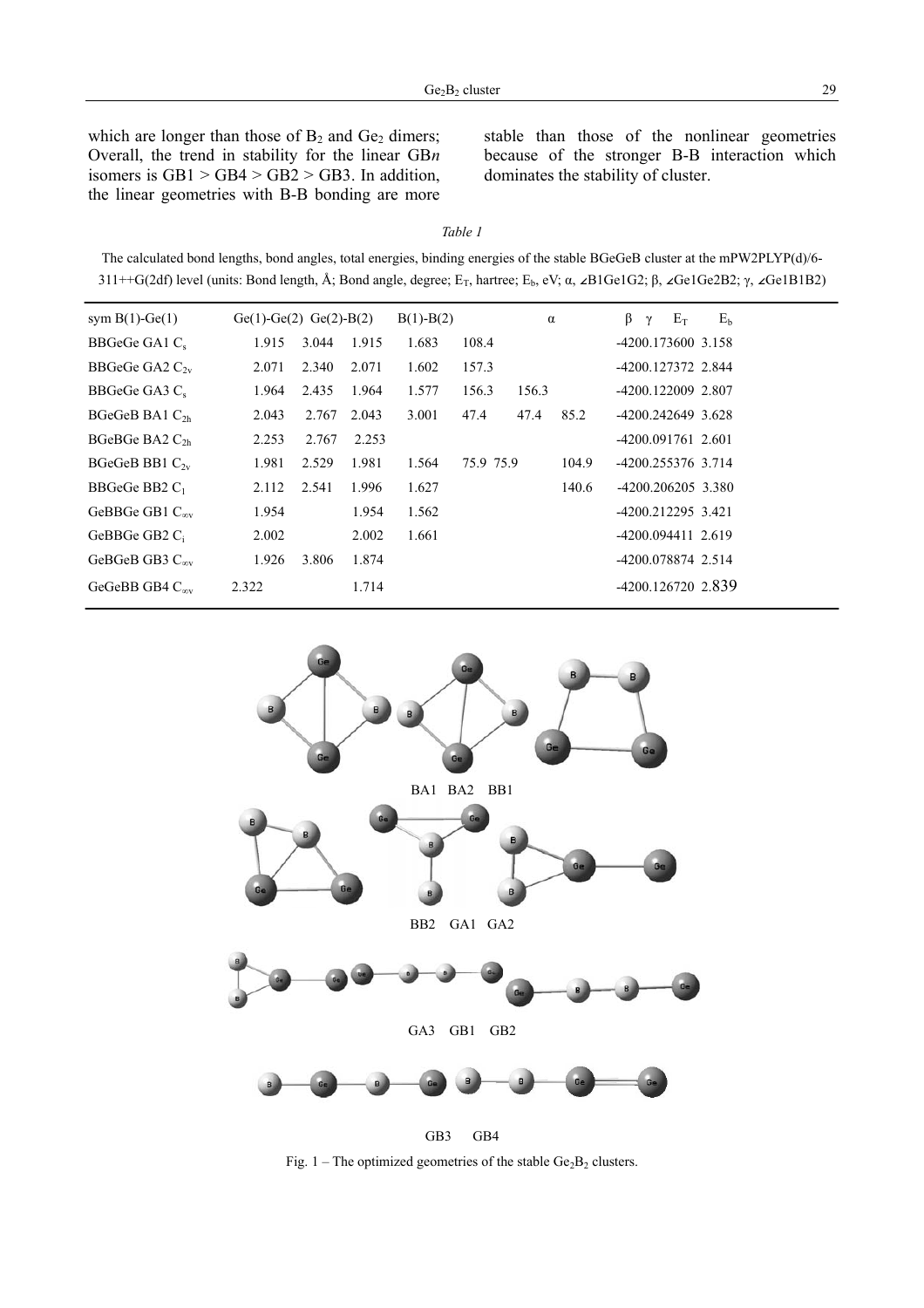which are longer than those of $B_2$ and $Ge_2$ dimers; Overall, the trend in stability for the linear GB*n* isomers is GB1 > GB4 > GB2 > GB3. In addition, the linear geometries with B-B bonding are more stable than those of the nonlinear geometries because of the stronger B-B interaction which dominates the stability of cluster.

*Table 1*

The calculated bond lengths, bond angles, total energies, binding energies of the stable BGeGeB cluster at the mPW2PLYP(d)/6-311++G(2df) level (units: Bond length, Å; Bond angle, degree; $E_T$, hartree; $E_b$, eV; α, ∠B1Ge1G2; β, ∠Ge1Ge2B2; γ, ∠Ge1B1B2)

| sym | B(1)-Ge(1) | Ge(1)-Ge(2) | Ge(2)-B(2) | B(1)-B(2) | α | β | γ | $E_T$ | $E_b$ |
|---|---|---|---|---|---|---|---|---|---|
| BBGeGe GA1 $C_s$ | 1.915 | 3.044 | 1.915 | 1.683 | 108.4 | | | -4200.173600 | 3.158 |
| BBGeGe GA2 $C_{2v}$ | 2.071 | 2.340 | 2.071 | 1.602 | 157.3 | | | -4200.127372 | 2.844 |
| BBGeGe GA3 $C_s$ | 1.964 | 2.435 | 1.964 | 1.577 | 156.3 | 156.3 | | -4200.122009 | 2.807 |
| BGeGeB BA1 $C_{2h}$ | 2.043 | 2.767 | 2.043 | 3.001 | 47.4 | 47.4 | 85.2 | -4200.242649 | 3.628 |
| BGeBGe BA2 $C_{2h}$ | 2.253 | 2.767 | 2.253 | | | | | -4200.091761 | 2.601 |
| BGeGeB BB1 $C_{2v}$ | 1.981 | 2.529 | 1.981 | 1.564 | 75.9 | 75.9 | 104.9 | -4200.255376 | 3.714 |
| BBGeGe BB2 $C_1$ | 2.112 | 2.541 | 1.996 | 1.627 | | | 140.6 | -4200.206205 | 3.380 |
| GeBBGe GB1 $C_{\infty v}$ | 1.954 | | 1.954 | 1.562 | | | | -4200.212295 | 3.421 |
| GeBBGe GB2 $C_i$ | 2.002 | | 2.002 | 1.661 | | | | -4200.094411 | 2.619 |
| GeBGeB GB3 $C_{\infty v}$ | 1.926 | 3.806 | 1.874 | | | | | -4200.078874 | 2.514 |
| GeGeBB GB4 $C_{\infty v}$ | 2.322 | | 1.714 | | | | | -4200.126720 | 2.839 |

BA1 BA2 BB1

BB2 GA1 GA2

GA3 GB1 GB2

GB3 GB4

Fig. 1 – The optimized geometries of the stable $Ge_2B_2$ clusters.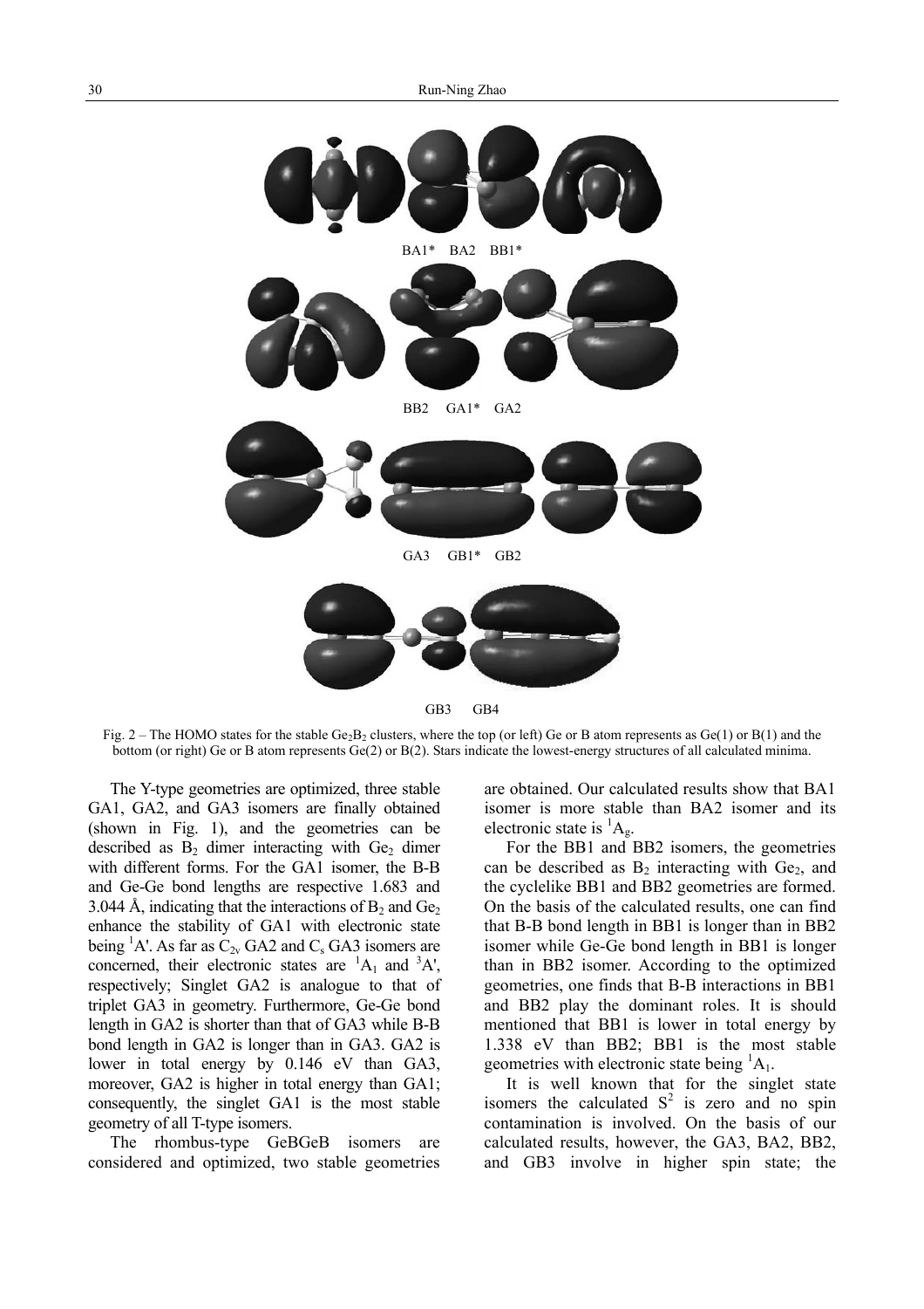BA1* BA2 BB1*

BB2 GA1* GA2

GA3 GB1* GB2

GB3 GB4

Fig. 2 – The HOMO states for the stable $Ge_2B_2$ clusters, where the top (or left) Ge or B atom represents as Ge(1) or B(1) and the bottom (or right) Ge or B atom represents Ge(2) or B(2). Stars indicate the lowest-energy structures of all calculated minima.

The Y-type geometries are optimized, three stable GA1, GA2, and GA3 isomers are finally obtained (shown in Fig. 1), and the geometries can be described as $B_2$ dimer interacting with $Ge_2$ dimer with different forms. For the GA1 isomer, the B-B and Ge-Ge bond lengths are respective 1.683 and 3.044 Å, indicating that the interactions of $B_2$ and $Ge_2$ enhance the stability of GA1 with electronic state being $^1A'$. As far as $C_{2v}$ GA2 and $C_s$ GA3 isomers are concerned, their electronic states are $^1A_1$ and $^3A'$, respectively; Singlet GA2 is analogue to that of triplet GA3 in geometry. Furthermore, Ge-Ge bond length in GA2 is shorter than that of GA3 while B-B bond length in GA2 is longer than in GA3. GA2 is lower in total energy by 0.146 eV than GA3, moreover, GA2 is higher in total energy than GA1; consequently, the singlet GA1 is the most stable geometry of all T-type isomers.

The rhombus-type GeBGeB isomers are considered and optimized, two stable geometries are obtained. Our calculated results show that BA1 isomer is more stable than BA2 isomer and its electronic state is $^1A_g$.

For the BB1 and BB2 isomers, the geometries can be described as $B_2$ interacting with $Ge_2$, and the cyclelike BB1 and BB2 geometries are formed. On the basis of the calculated results, one can find that B-B bond length in BB1 is longer than in BB2 isomer while Ge-Ge bond length in BB1 is longer than in BB2 isomer. According to the optimized geometries, one finds that B-B interactions in BB1 and BB2 play the dominant roles. It is should mentioned that BB1 is lower in total energy by 1.338 eV than BB2; BB1 is the most stable geometries with electronic state being $^1A_1$.

It is well known that for the singlet state isomers the calculated $S^2$ is zero and no spin contamination is involved. On the basis of our calculated results, however, the GA3, BA2, BB2, and GB3 involve in higher spin state; the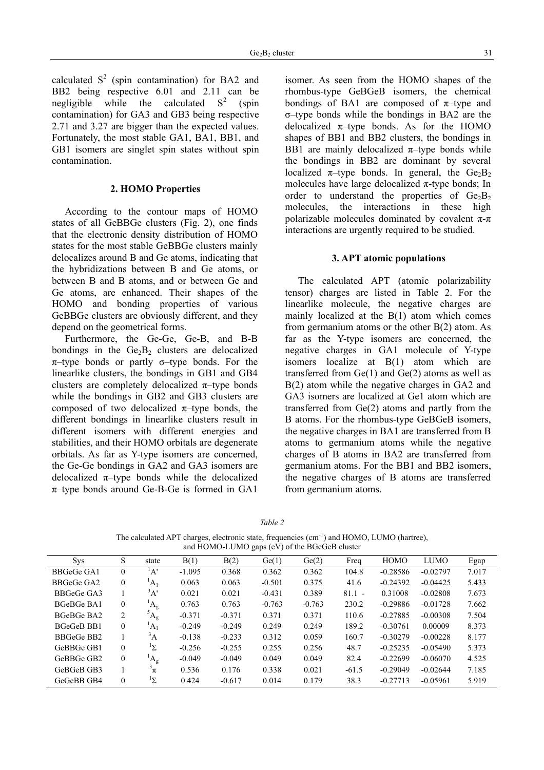calculated $S^2$ (spin contamination) for BA2 and BB2 being respective 6.01 and 2.11 can be negligible while the calculated $S^2$ (spin contamination) for GA3 and GB3 being respective 2.71 and 3.27 are bigger than the expected values. Fortunately, the most stable GA1, BA1, BB1, and GB1 isomers are singlet spin states without spin contamination.

### 2. HOMO Properties

According to the contour maps of HOMO states of all GeBBGe clusters (Fig. 2), one finds that the electronic density distribution of HOMO states for the most stable GeBBGe clusters mainly delocalizes around B and Ge atoms, indicating that the hybridizations between B and Ge atoms, or between B and B atoms, and or between Ge and Ge atoms, are enhanced. Their shapes of the HOMO and bonding properties of various GeBBGe clusters are obviously different, and they depend on the geometrical forms.

Furthermore, the Ge-Ge, Ge-B, and B-B bondings in the $Ge_2B_2$ clusters are delocalized π–type bonds or partly σ–type bonds. For the linearlike clusters, the bondings in GB1 and GB4 clusters are completely delocalized π–type bonds while the bondings in GB2 and GB3 clusters are composed of two delocalized π–type bonds, the different bondings in linearlike clusters result in different isomers with different energies and stabilities, and their HOMO orbitals are degenerate orbitals. As far as Y-type isomers are concerned, the Ge-Ge bondings in GA2 and GA3 isomers are delocalized π–type bonds while the delocalized π–type bonds around Ge-B-Ge is formed in GA1 isomer. As seen from the HOMO shapes of the rhombus-type GeBGeB isomers, the chemical bondings of BA1 are composed of π–type and σ–type bonds while the bondings in BA2 are the delocalized π–type bonds. As for the HOMO shapes of BB1 and BB2 clusters, the bondings in BB1 are mainly delocalized π–type bonds while the bondings in BB2 are dominant by several localized π–type bonds. In general, the $Ge_2B_2$ molecules have large delocalized π-type bonds; In order to understand the properties of $Ge_2B_2$ molecules, the interactions in these high polarizable molecules dominated by covalent π-π interactions are urgently required to be studied.

### 3. APT atomic populations

The calculated APT (atomic polarizability tensor) charges are listed in Table 2. For the linearlike molecule, the negative charges are mainly localized at the B(1) atom which comes from germanium atoms or the other B(2) atom. As far as the Y-type isomers are concerned, the negative charges in GA1 molecule of Y-type isomers localize at B(1) atom which are transferred from Ge(1) and Ge(2) atoms as well as B(2) atom while the negative charges in GA2 and GA3 isomers are localized at Ge1 atom which are transferred from Ge(2) atoms and partly from the B atoms. For the rhombus-type GeBGeB isomers, the negative charges in BA1 are transferred from B atoms to germanium atoms while the negative charges of B atoms in BA2 are transferred from germanium atoms. For the BB1 and BB2 isomers, the negative charges of B atoms are transferred from germanium atoms.

*Table 2*

The calculated APT charges, electronic state, frequencies ($cm^{-1}$) and HOMO, LUMO (hartree), and HOMO-LUMO gaps (eV) of the BGeGeB cluster

| Sys | S | state | B(1) | B(2) | Ge(1) | Ge(2) | Freq | HOMO | LUMO | Egap |
|---|---|---|---|---|---|---|---|---|---|---|
| BBGeGe GA1 | 0 | $^1A'$ | -1.095 | 0.368 | 0.362 | 0.362 | 104.8 | -0.28586 | -0.02797 | 7.017 |
| BBGeGe GA2 | 0 | $^1A_1$ | 0.063 | 0.063 | -0.501 | 0.375 | 41.6 | -0.24392 | -0.04425 | 5.433 |
| BBGeGe GA3 | 1 | $^3A'$ | 0.021 | 0.021 | -0.431 | 0.389 | 81.1 - | 0.31008 | -0.02808 | 7.673 |
| BGeBGe BA1 | 0 | $^1A_g$ | 0.763 | 0.763 | -0.763 | -0.763 | 230.2 | -0.29886 | -0.01728 | 7.662 |
| BGeBGe BA2 | 2 | $^5A_g$ | -0.371 | -0.371 | 0.371 | 0.371 | 110.6 | -0.27885 | -0.00308 | 7.504 |
| BGeGeB BB1 | 0 | $^1A_1$ | -0.249 | -0.249 | 0.249 | 0.249 | 189.2 | -0.30761 | 0.00009 | 8.373 |
| BBGeGe BB2 | 1 | $^3A$ | -0.138 | -0.233 | 0.312 | 0.059 | 160.7 | -0.30279 | -0.00228 | 8.177 |
| GeBBGe GB1 | 0 | $^1\Sigma$ | -0.256 | -0.255 | 0.255 | 0.256 | 48.7 | -0.25235 | -0.05490 | 5.373 |
| GeBBGe GB2 | 0 | $^1A_g$ | -0.049 | -0.049 | 0.049 | 0.049 | 82.4 | -0.22699 | -0.06070 | 4.525 |
| GeBGeB GB3 | 1 | $^3\pi$ | 0.536 | 0.176 | 0.338 | 0.021 | -61.5 | -0.29049 | -0.02644 | 7.185 |
| GeGeBB GB4 | 0 | $^1\Sigma$ | 0.424 | -0.617 | 0.014 | 0.179 | 38.3 | -0.27713 | -0.05961 | 5.919 |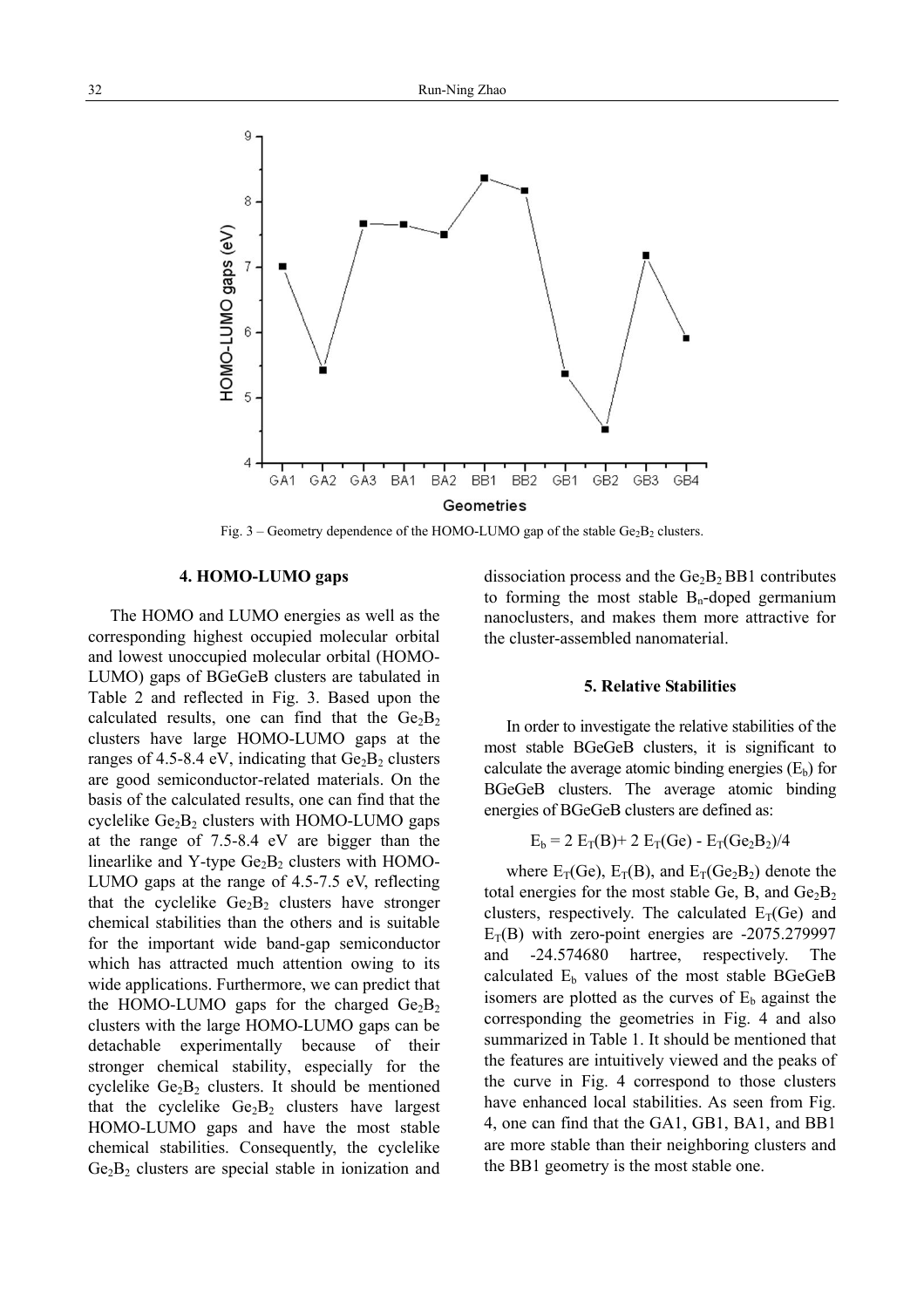9

8

7

6

5

4

HOMO-LUMO gaps (eV)

GA1 GA2 GA3 BA1 BA2 BB1 BB2 GB1 GB2 GB3 GB4

Geometries

Fig. 3 – Geometry dependence of the HOMO-LUMO gap of the stable $Ge_2B_2$ clusters.

### 4. HOMO-LUMO gaps

The HOMO and LUMO energies as well as the corresponding highest occupied molecular orbital and lowest unoccupied molecular orbital (HOMO-LUMO) gaps of BGeGeB clusters are tabulated in Table 2 and reflected in Fig. 3. Based upon the calculated results, one can find that the $Ge_2B_2$ clusters have large HOMO-LUMO gaps at the ranges of 4.5-8.4 eV, indicating that $Ge_2B_2$ clusters are good semiconductor-related materials. On the basis of the calculated results, one can find that the cyclelike $Ge_2B_2$ clusters with HOMO-LUMO gaps at the range of 7.5-8.4 eV are bigger than the linearlike and Y-type $Ge_2B_2$ clusters with HOMO-LUMO gaps at the range of 4.5-7.5 eV, reflecting that the cyclelike $Ge_2B_2$ clusters have stronger chemical stabilities than the others and is suitable for the important wide band-gap semiconductor which has attracted much attention owing to its wide applications. Furthermore, we can predict that the HOMO-LUMO gaps for the charged $Ge_2B_2$ clusters with the large HOMO-LUMO gaps can be detachable experimentally because of their stronger chemical stability, especially for the cyclelike $Ge_2B_2$ clusters. It should be mentioned that the cyclelike $Ge_2B_2$ clusters have largest HOMO-LUMO gaps and have the most stable chemical stabilities. Consequently, the cyclelike $Ge_2B_2$ clusters are special stable in ionization and dissociation process and the $Ge_2B_2$ BB1 contributes to forming the most stable $B_n$-doped germanium nanoclusters, and makes them more attractive for the cluster-assembled nanomaterial.

### 5. Relative Stabilities

In order to investigate the relative stabilities of the most stable BGeGeB clusters, it is significant to calculate the average atomic binding energies ($E_b$) for BGeGeB clusters. The average atomic binding energies of BGeGeB clusters are defined as:

$$E_b = 2\,E_T(B) + 2\,E_T(Ge) - E_T(Ge_2B_2)/4$$

where $E_T(Ge)$, $E_T(B)$, and $E_T(Ge_2B_2)$ denote the total energies for the most stable Ge, B, and $Ge_2B_2$ clusters, respectively. The calculated $E_T(Ge)$ and $E_T(B)$ with zero-point energies are -2075.279997 and -24.574680 hartree, respectively. The calculated $E_b$ values of the most stable BGeGeB isomers are plotted as the curves of $E_b$ against the corresponding the geometries in Fig. 4 and also summarized in Table 1. It should be mentioned that the features are intuitively viewed and the peaks of the curve in Fig. 4 correspond to those clusters have enhanced local stabilities. As seen from Fig. 4, one can find that the GA1, GB1, BA1, and BB1 are more stable than their neighboring clusters and the BB1 geometry is the most stable one.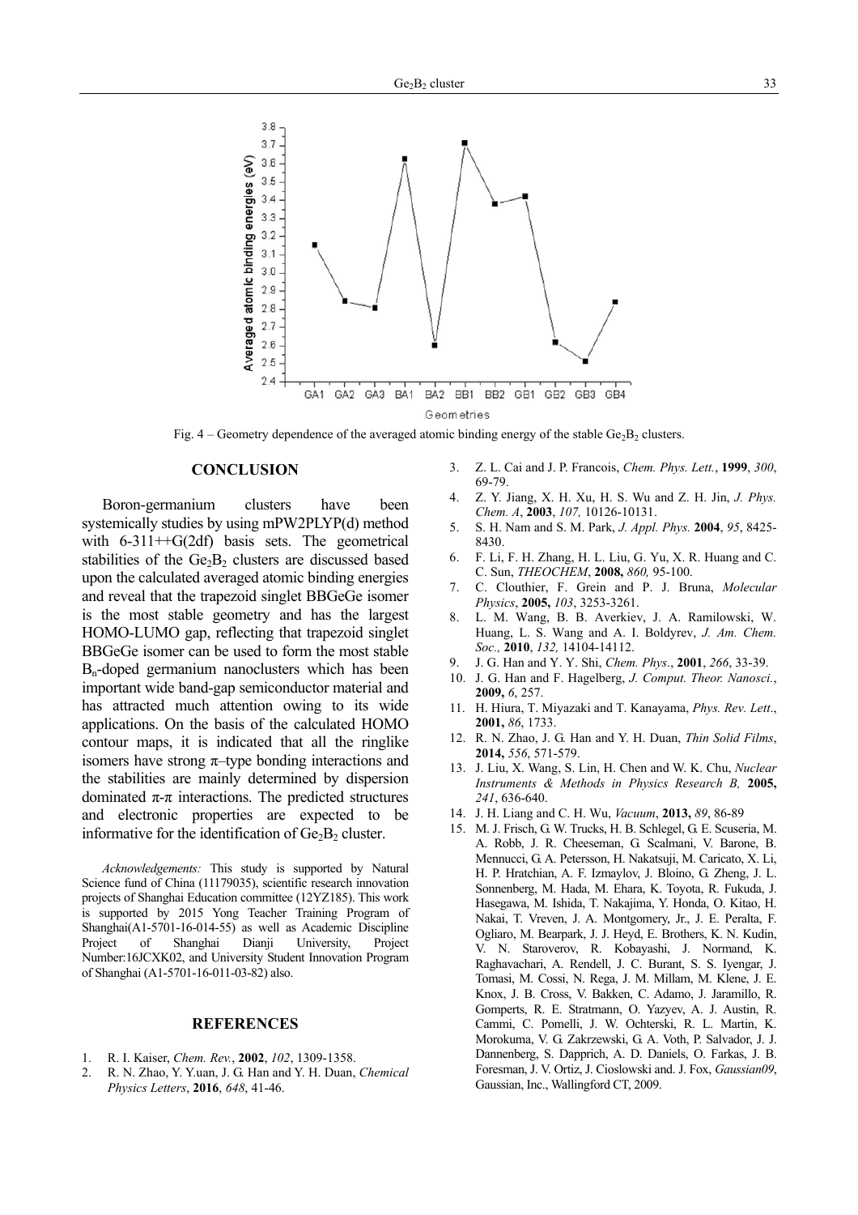3.8
3.7
3.6
3.5
3.4
3.3
3.2
3.1
3.0
2.9
2.8
2.7
2.6
2.5
2.4

Averaged atomic binding energies (eV)

GA1 GA2 GA3 BA1 BA2 BB1 BB2 GB1 GB2 GB3 GB4

Geometries

Fig. 4 – Geometry dependence of the averaged atomic binding energy of the stable $Ge_2B_2$ clusters.

## CONCLUSION

Boron-germanium clusters have been systemically studies by using mPW2PLYP(d) method with 6-311++G(2df) basis sets. The geometrical stabilities of the $Ge_2B_2$ clusters are discussed based upon the calculated averaged atomic binding energies and reveal that the trapezoid singlet BBGeGe isomer is the most stable geometry and has the largest HOMO-LUMO gap, reflecting that trapezoid singlet BBGeGe isomer can be used to form the most stable $B_n$-doped germanium nanoclusters which has been important wide band-gap semiconductor material and has attracted much attention owing to its wide applications. On the basis of the calculated HOMO contour maps, it is indicated that all the ringlike isomers have strong π–type bonding interactions and the stabilities are mainly determined by dispersion dominated π-π interactions. The predicted structures and electronic properties are expected to be informative for the identification of $Ge_2B_2$ cluster.

*Acknowledgements:* This study is supported by Natural Science fund of China (11179035), scientific research innovation projects of Shanghai Education committee (12YZ185). This work is supported by 2015 Yong Teacher Training Program of Shanghai(A1-5701-16-014-55) as well as Academic Discipline Project of Shanghai Dianji University, Project Number:16JCXK02, and University Student Innovation Program of Shanghai (A1-5701-16-011-03-82) also.

## REFERENCES

1. R. I. Kaiser, *Chem. Rev.*, **2002**, *102*, 1309-1358.
2. R. N. Zhao, Y. Y.uan, J. G. Han and Y. H. Duan, *Chemical Physics Letters*, **2016**, *648*, 41-46.
3. Z. L. Cai and J. P. Francois, *Chem. Phys. Lett.*, **1999**, *300*, 69-79.
4. Z. Y. Jiang, X. H. Xu, H. S. Wu and Z. H. Jin, *J. Phys. Chem. A*, **2003**, *107,* 10126-10131.
5. S. H. Nam and S. M. Park, *J. Appl. Phys.* **2004**, *95*, 8425-8430.
6. F. Li, F. H. Zhang, H. L. Liu, G. Yu, X. R. Huang and C. C. Sun, *THEOCHEM*, **2008,** *860,* 95-100.
7. C. Clouthier, F. Grein and P. J. Bruna, *Molecular Physics*, **2005,** *103*, 3253-3261.
8. L. M. Wang, B. B. Averkiev, J. A. Ramilowski, W. Huang, L. S. Wang and A. I. Boldyrev, *J. Am. Chem. Soc.,* **2010**, *132,* 14104-14112.
9. J. G. Han and Y. Y. Shi, *Chem. Phys*., **2001**, *266*, 33-39.
10. J. G. Han and F. Hagelberg, *J. Comput. Theor. Nanosci.*, **2009,** *6*, 257.
11. H. Hiura, T. Miyazaki and T. Kanayama, *Phys. Rev. Lett*., **2001,** *86*, 1733.
12. R. N. Zhao, J. G. Han and Y. H. Duan, *Thin Solid Films*, **2014,** *556*, 571-579.
13. J. Liu, X. Wang, S. Lin, H. Chen and W. K. Chu, *Nuclear Instruments & Methods in Physics Research B,* **2005,** *241*, 636-640.
14. J. H. Liang and C. H. Wu, *Vacuum*, **2013,** *89*, 86-89
15. M. J. Frisch, G. W. Trucks, H. B. Schlegel, G. E. Scuseria, M. A. Robb, J. R. Cheeseman, G. Scalmani, V. Barone, B. Mennucci, G. A. Petersson, H. Nakatsuji, M. Caricato, X. Li, H. P. Hratchian, A. F. Izmaylov, J. Bloino, G. Zheng, J. L. Sonnenberg, M. Hada, M. Ehara, K. Toyota, R. Fukuda, J. Hasegawa, M. Ishida, T. Nakajima, Y. Honda, O. Kitao, H. Nakai, T. Vreven, J. A. Montgomery, Jr., J. E. Peralta, F. Ogliaro, M. Bearpark, J. J. Heyd, E. Brothers, K. N. Kudin, V. N. Staroverov, R. Kobayashi, J. Normand, K. Raghavachari, A. Rendell, J. C. Burant, S. S. Iyengar, J. Tomasi, M. Cossi, N. Rega, J. M. Millam, M. Klene, J. E. Knox, J. B. Cross, V. Bakken, C. Adamo, J. Jaramillo, R. Gomperts, R. E. Stratmann, O. Yazyev, A. J. Austin, R. Cammi, C. Pomelli, J. W. Ochterski, R. L. Martin, K. Morokuma, V. G. Zakrzewski, G. A. Voth, P. Salvador, J. J. Dannenberg, S. Dapprich, A. D. Daniels, O. Farkas, J. B. Foresman, J. V. Ortiz, J. Cioslowski and. J. Fox, *Gaussian09*, Gaussian, Inc., Wallingford CT, 2009.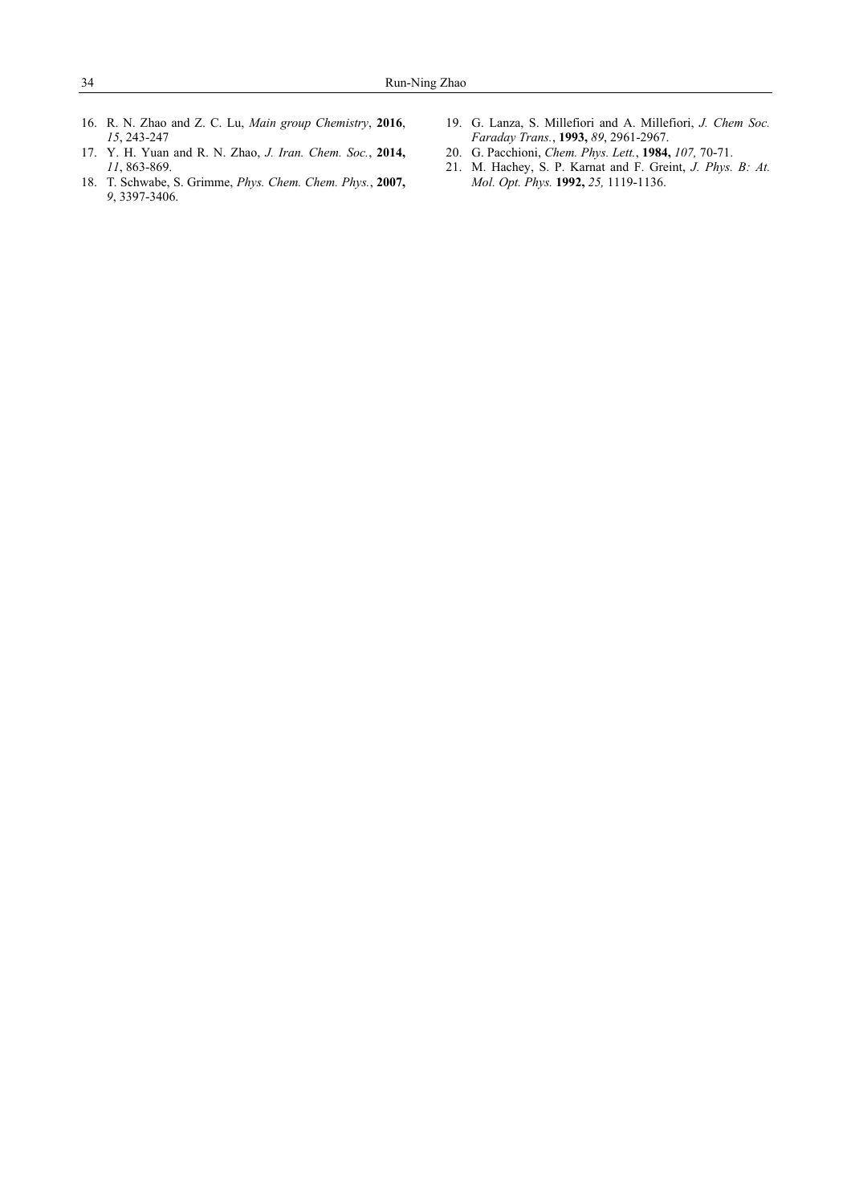16. R. N. Zhao and Z. C. Lu, *Main group Chemistry*, **2016**, *15*, 243-247
17. Y. H. Yuan and R. N. Zhao, *J. Iran. Chem. Soc.*, **2014,** *11*, 863-869.
18. T. Schwabe, S. Grimme, *Phys. Chem. Chem. Phys.*, **2007,** *9*, 3397-3406.
19. G. Lanza, S. Millefiori and A. Millefiori, *J. Chem Soc. Faraday Trans.*, **1993,** *89*, 2961-2967.
20. G. Pacchioni, *Chem. Phys. Lett.*, **1984,** *107,* 70-71.
21. M. Hachey, S. P. Karnat and F. Greint, *J. Phys. B: At. Mol. Opt. Phys.* **1992,** *25,* 1119-1136.